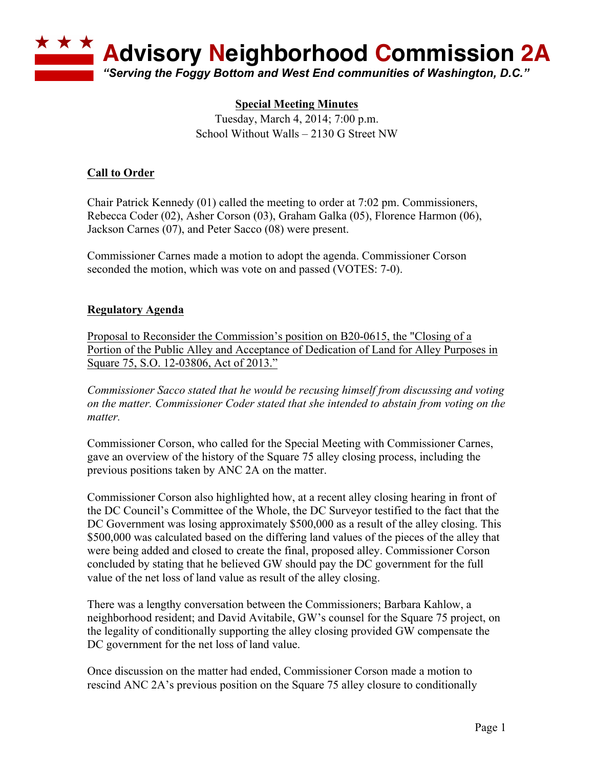# Advisory Neighborhood Commission 2A

*"Serving the Foggy Bottom and West End communities of Washington, D.C."*

## Special Meeting Minutes

Tuesday, March 4, 2014; 7:00 p.m.
School Without Walls – 2130 G Street NW

### Call to Order

Chair Patrick Kennedy (01) called the meeting to order at 7:02 pm. Commissioners, Rebecca Coder (02), Asher Corson (03), Graham Galka (05), Florence Harmon (06), Jackson Carnes (07), and Peter Sacco (08) were present.

Commissioner Carnes made a motion to adopt the agenda. Commissioner Corson seconded the motion, which was vote on and passed (VOTES: 7-0).

### Regulatory Agenda

Proposal to Reconsider the Commission's position on B20-0615, the "Closing of a Portion of the Public Alley and Acceptance of Dedication of Land for Alley Purposes in Square 75, S.O. 12-03806, Act of 2013."

*Commissioner Sacco stated that he would be recusing himself from discussing and voting on the matter. Commissioner Coder stated that she intended to abstain from voting on the matter.*

Commissioner Corson, who called for the Special Meeting with Commissioner Carnes, gave an overview of the history of the Square 75 alley closing process, including the previous positions taken by ANC 2A on the matter.

Commissioner Corson also highlighted how, at a recent alley closing hearing in front of the DC Council's Committee of the Whole, the DC Surveyor testified to the fact that the DC Government was losing approximately $500,000 as a result of the alley closing. This $500,000 was calculated based on the differing land values of the pieces of the alley that were being added and closed to create the final, proposed alley. Commissioner Corson concluded by stating that he believed GW should pay the DC government for the full value of the net loss of land value as result of the alley closing.

There was a lengthy conversation between the Commissioners; Barbara Kahlow, a neighborhood resident; and David Avitabile, GW's counsel for the Square 75 project, on the legality of conditionally supporting the alley closing provided GW compensate the DC government for the net loss of land value.

Once discussion on the matter had ended, Commissioner Corson made a motion to rescind ANC 2A's previous position on the Square 75 alley closure to conditionally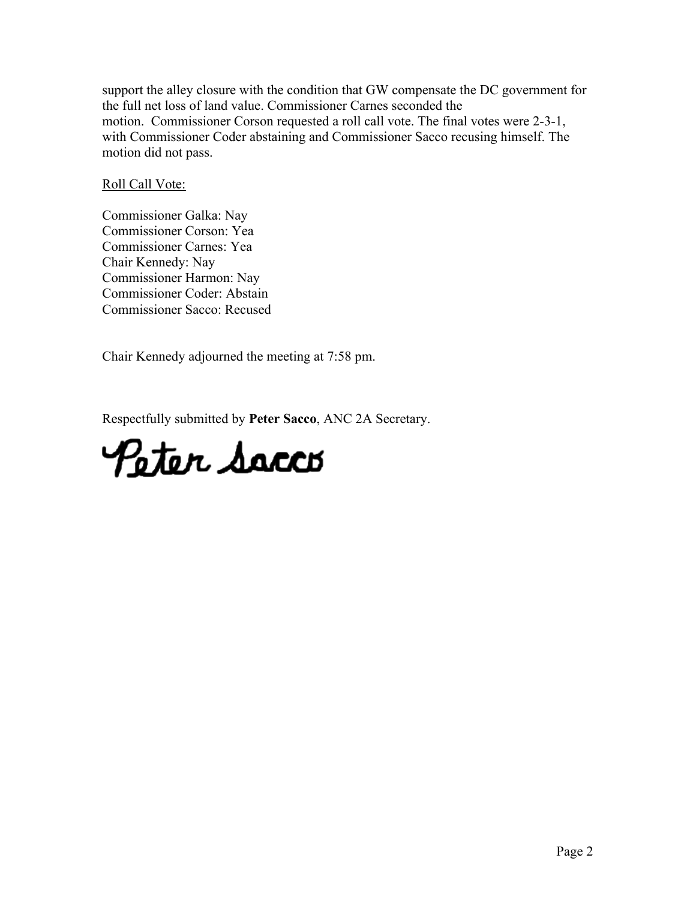support the alley closure with the condition that GW compensate the DC government for the full net loss of land value. Commissioner Carnes seconded the motion. Commissioner Corson requested a roll call vote. The final votes were 2-3-1, with Commissioner Coder abstaining and Commissioner Sacco recusing himself. The motion did not pass.

Roll Call Vote:

Commissioner Galka: Nay
Commissioner Corson: Yea
Commissioner Carnes: Yea
Chair Kennedy: Nay
Commissioner Harmon: Nay
Commissioner Coder: Abstain
Commissioner Sacco: Recused

Chair Kennedy adjourned the meeting at 7:58 pm.

Respectfully submitted by **Peter Sacco**, ANC 2A Secretary.

Peter Sacco